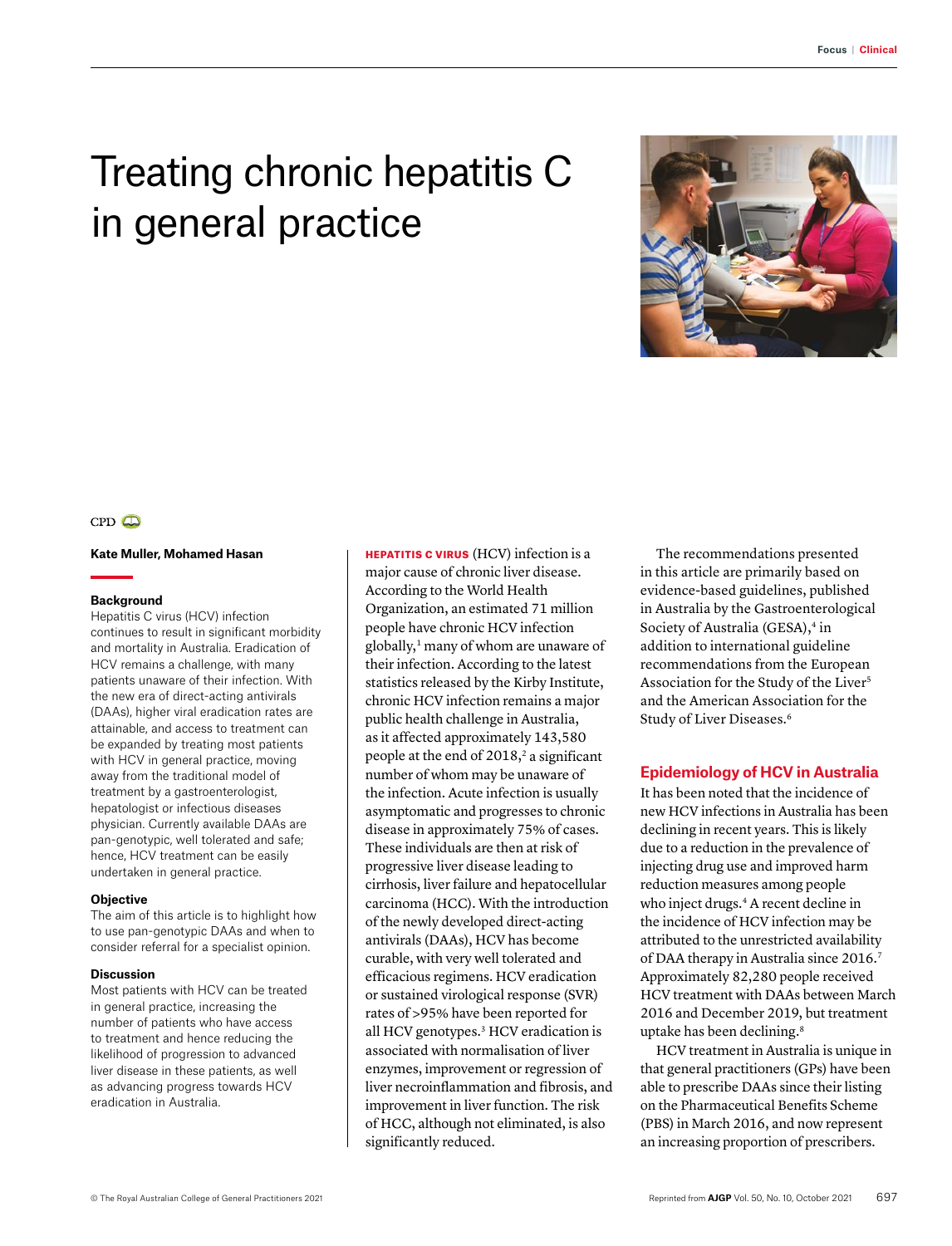# Treating chronic hepatitis C in general practice

CPD

**Kate Muller, Mohamed Hasan**

### Background

Hepatitis C virus (HCV) infection continues to result in significant morbidity and mortality in Australia. Eradication of HCV remains a challenge, with many patients unaware of their infection. With the new era of direct-acting antivirals (DAAs), higher viral eradication rates are attainable, and access to treatment can be expanded by treating most patients with HCV in general practice, moving away from the traditional model of treatment by a gastroenterologist, hepatologist or infectious diseases physician. Currently available DAAs are pan-genotypic, well tolerated and safe; hence, HCV treatment can be easily undertaken in general practice.

### Objective

The aim of this article is to highlight how to use pan-genotypic DAAs and when to consider referral for a specialist opinion.

### Discussion

Most patients with HCV can be treated in general practice, increasing the number of patients who have access to treatment and hence reducing the likelihood of progression to advanced liver disease in these patients, as well as advancing progress towards HCV eradication in Australia.

**HEPATITIS C VIRUS** (HCV) infection is a major cause of chronic liver disease. According to the World Health Organization, an estimated 71 million people have chronic HCV infection globally,[1] many of whom are unaware of their infection. According to the latest statistics released by the Kirby Institute, chronic HCV infection remains a major public health challenge in Australia, as it affected approximately 143,580 people at the end of 2018,[2] a significant number of whom may be unaware of the infection. Acute infection is usually asymptomatic and progresses to chronic disease in approximately 75% of cases. These individuals are then at risk of progressive liver disease leading to cirrhosis, liver failure and hepatocellular carcinoma (HCC). With the introduction of the newly developed direct-acting antivirals (DAAs), HCV has become curable, with very well tolerated and efficacious regimens. HCV eradication or sustained virological response (SVR) rates of >95% have been reported for all HCV genotypes.[3] HCV eradication is associated with normalisation of liver enzymes, improvement or regression of liver necroinflammation and fibrosis, and improvement in liver function. The risk of HCC, although not eliminated, is also significantly reduced.

The recommendations presented in this article are primarily based on evidence-based guidelines, published in Australia by the Gastroenterological Society of Australia (GESA),[4] in addition to international guideline recommendations from the European Association for the Study of the Liver[5] and the American Association for the Study of Liver Diseases.[6]

## Epidemiology of HCV in Australia

It has been noted that the incidence of new HCV infections in Australia has been declining in recent years. This is likely due to a reduction in the prevalence of injecting drug use and improved harm reduction measures among people who inject drugs.[4] A recent decline in the incidence of HCV infection may be attributed to the unrestricted availability of DAA therapy in Australia since 2016.[7] Approximately 82,280 people received HCV treatment with DAAs between March 2016 and December 2019, but treatment uptake has been declining.[8]

HCV treatment in Australia is unique in that general practitioners (GPs) have been able to prescribe DAAs since their listing on the Pharmaceutical Benefits Scheme (PBS) in March 2016, and now represent an increasing proportion of prescribers.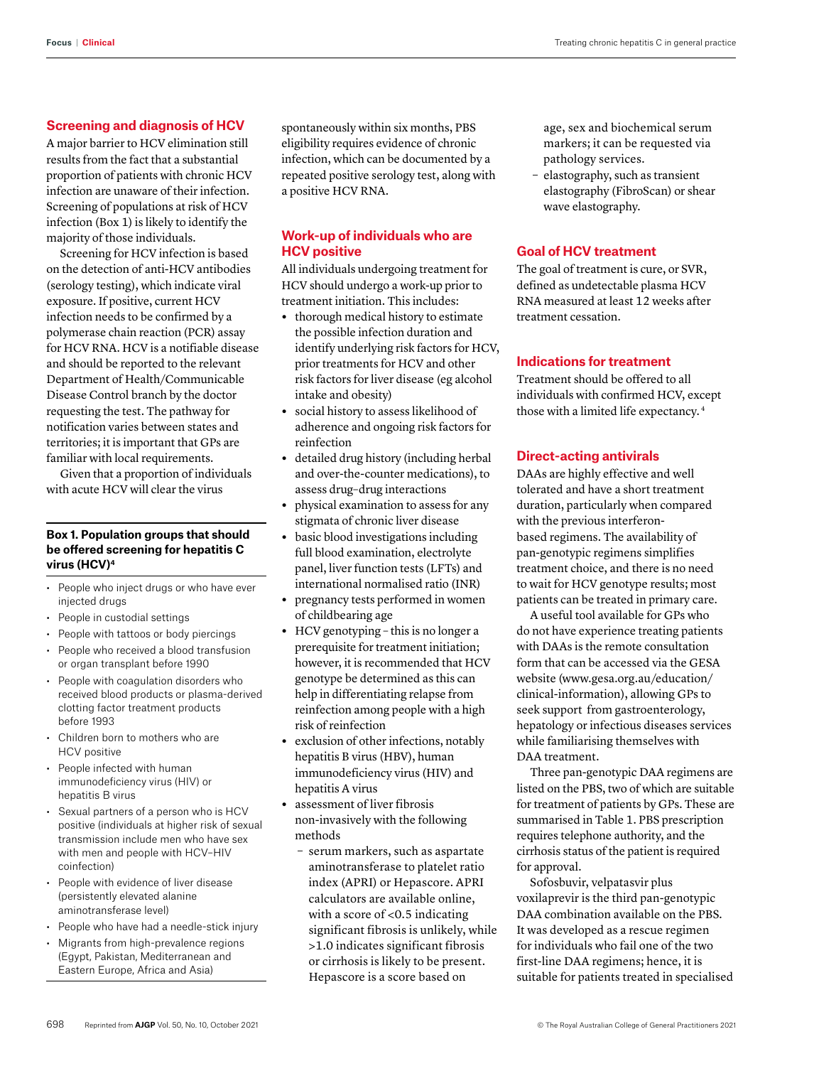## Screening and diagnosis of HCV

A major barrier to HCV elimination still results from the fact that a substantial proportion of patients with chronic HCV infection are unaware of their infection. Screening of populations at risk of HCV infection (Box 1) is likely to identify the majority of those individuals.

Screening for HCV infection is based on the detection of anti-HCV antibodies (serology testing), which indicate viral exposure. If positive, current HCV infection needs to be confirmed by a polymerase chain reaction (PCR) assay for HCV RNA. HCV is a notifiable disease and should be reported to the relevant Department of Health/Communicable Disease Control branch by the doctor requesting the test. The pathway for notification varies between states and territories; it is important that GPs are familiar with local requirements.

Given that a proportion of individuals with acute HCV will clear the virus spontaneously within six months, PBS eligibility requires evidence of chronic infection, which can be documented by a repeated positive serology test, along with a positive HCV RNA.

**Box 1. Population groups that should be offered screening for hepatitis C virus (HCV)[4]**

- People who inject drugs or who have ever injected drugs
- People in custodial settings
- People with tattoos or body piercings
- People who received a blood transfusion or organ transplant before 1990
- People with coagulation disorders who received blood products or plasma-derived clotting factor treatment products before 1993
- Children born to mothers who are HCV positive
- People infected with human immunodeficiency virus (HIV) or hepatitis B virus
- Sexual partners of a person who is HCV positive (individuals at higher risk of sexual transmission include men who have sex with men and people with HCV–HIV coinfection)
- People with evidence of liver disease (persistently elevated alanine aminotransferase level)
- People who have had a needle-stick injury
- Migrants from high-prevalence regions (Egypt, Pakistan, Mediterranean and Eastern Europe, Africa and Asia)

## Work-up of individuals who are HCV positive

All individuals undergoing treatment for HCV should undergo a work-up prior to treatment initiation. This includes:

- thorough medical history to estimate the possible infection duration and identify underlying risk factors for HCV, prior treatments for HCV and other risk factors for liver disease (eg alcohol intake and obesity)
- social history to assess likelihood of adherence and ongoing risk factors for reinfection
- detailed drug history (including herbal and over-the-counter medications), to assess drug–drug interactions
- physical examination to assess for any stigmata of chronic liver disease
- basic blood investigations including full blood examination, electrolyte panel, liver function tests (LFTs) and international normalised ratio (INR)
- pregnancy tests performed in women of childbearing age
- HCV genotyping – this is no longer a prerequisite for treatment initiation; however, it is recommended that HCV genotype be determined as this can help in differentiating relapse from reinfection among people with a high risk of reinfection
- exclusion of other infections, notably hepatitis B virus (HBV), human immunodeficiency virus (HIV) and hepatitis A virus
- assessment of liver fibrosis non-invasively with the following methods
  - serum markers, such as aspartate aminotransferase to platelet ratio index (APRI) or Hepascore. APRI calculators are available online, with a score of <0.5 indicating significant fibrosis is unlikely, while >1.0 indicates significant fibrosis or cirrhosis is likely to be present. Hepascore is a score based on age, sex and biochemical serum markers; it can be requested via pathology services.
  - elastography, such as transient elastography (FibroScan) or shear wave elastography.

## Goal of HCV treatment

The goal of treatment is cure, or SVR, defined as undetectable plasma HCV RNA measured at least 12 weeks after treatment cessation.

## Indications for treatment

Treatment should be offered to all individuals with confirmed HCV, except those with a limited life expectancy.[4]

## Direct-acting antivirals

DAAs are highly effective and well tolerated and have a short treatment duration, particularly when compared with the previous interferon-based regimens. The availability of pan-genotypic regimens simplifies treatment choice, and there is no need to wait for HCV genotype results; most patients can be treated in primary care.

A useful tool available for GPs who do not have experience treating patients with DAAs is the remote consultation form that can be accessed via the GESA website (www.gesa.org.au/education/clinical-information), allowing GPs to seek support from gastroenterology, hepatology or infectious diseases services while familiarising themselves with DAA treatment.

Three pan-genotypic DAA regimens are listed on the PBS, two of which are suitable for treatment of patients by GPs. These are summarised in Table 1. PBS prescription requires telephone authority, and the cirrhosis status of the patient is required for approval.

Sofosbuvir, velpatasvir plus voxilaprevir is the third pan-genotypic DAA combination available on the PBS. It was developed as a rescue regimen for individuals who fail one of the two first-line DAA regimens; hence, it is suitable for patients treated in specialised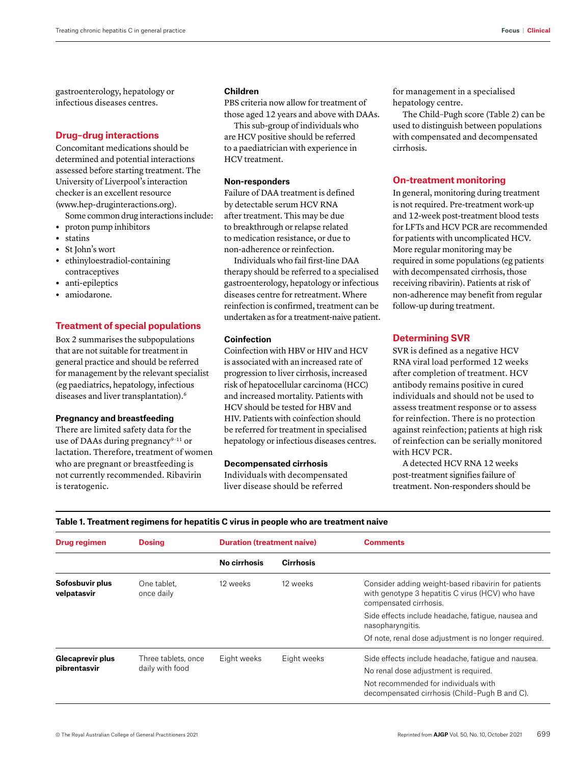gastroenterology, hepatology or infectious diseases centres.

## Drug–drug interactions

Concomitant medications should be determined and potential interactions assessed before starting treatment. The University of Liverpool's interaction checker is an excellent resource (www.hep-druginteractions.org).

Some common drug interactions include:

- proton pump inhibitors
- statins
- St John's wort
- ethinyloestradiol-containing contraceptives
- anti-epileptics
- amiodarone.

## Treatment of special populations

Box 2 summarises the subpopulations that are not suitable for treatment in general practice and should be referred for management by the relevant specialist (eg paediatrics, hepatology, infectious diseases and liver transplantation).[6]

### Pregnancy and breastfeeding

There are limited safety data for the use of DAAs during pregnancy[9–11] or lactation. Therefore, treatment of women who are pregnant or breastfeeding is not currently recommended. Ribavirin is teratogenic.

### Children

PBS criteria now allow for treatment of those aged 12 years and above with DAAs.

This sub-group of individuals who are HCV positive should be referred to a paediatrician with experience in HCV treatment.

### Non-responders

Failure of DAA treatment is defined by detectable serum HCV RNA after treatment. This may be due to breakthrough or relapse related to medication resistance, or due to non-adherence or reinfection.

Individuals who fail first-line DAA therapy should be referred to a specialised gastroenterology, hepatology or infectious diseases centre for retreatment. Where reinfection is confirmed, treatment can be undertaken as for a treatment-naive patient.

### Coinfection

Coinfection with HBV or HIV and HCV is associated with an increased rate of progression to liver cirrhosis, increased risk of hepatocellular carcinoma (HCC) and increased mortality. Patients with HCV should be tested for HBV and HIV. Patients with coinfection should be referred for treatment in specialised hepatology or infectious diseases centres.

### Decompensated cirrhosis

Individuals with decompensated liver disease should be referred for management in a specialised hepatology centre.

The Child–Pugh score (Table 2) can be used to distinguish between populations with compensated and decompensated cirrhosis.

## On-treatment monitoring

In general, monitoring during treatment is not required. Pre-treatment work-up and 12-week post-treatment blood tests for LFTs and HCV PCR are recommended for patients with uncomplicated HCV. More regular monitoring may be required in some populations (eg patients with decompensated cirrhosis, those receiving ribavirin). Patients at risk of non-adherence may benefit from regular follow-up during treatment.

## Determining SVR

SVR is defined as a negative HCV RNA viral load performed 12 weeks after completion of treatment. HCV antibody remains positive in cured individuals and should not be used to assess treatment response or to assess for reinfection. There is no protection against reinfection; patients at high risk of reinfection can be serially monitored with HCV PCR.

A detected HCV RNA 12 weeks post-treatment signifies failure of treatment. Non-responders should be

**Table 1. Treatment regimens for hepatitis C virus in people who are treatment naive**

| Drug regimen | Dosing | Duration (treatment naive) | | Comments |
|---|---|---|---|---|
| | | No cirrhosis | Cirrhosis | |
| **Sofosbuvir plus velpatasvir** | One tablet, once daily | 12 weeks | 12 weeks | Consider adding weight-based ribavirin for patients with genotype 3 hepatitis C virus (HCV) who have compensated cirrhosis. Side effects include headache, fatigue, nausea and nasopharyngitis. Of note, renal dose adjustment is no longer required. |
| **Glecaprevir plus pibrentasvir** | Three tablets, once daily with food | Eight weeks | Eight weeks | Side effects include headache, fatigue and nausea. No renal dose adjustment is required. Not recommended for individuals with decompensated cirrhosis (Child–Pugh B and C). |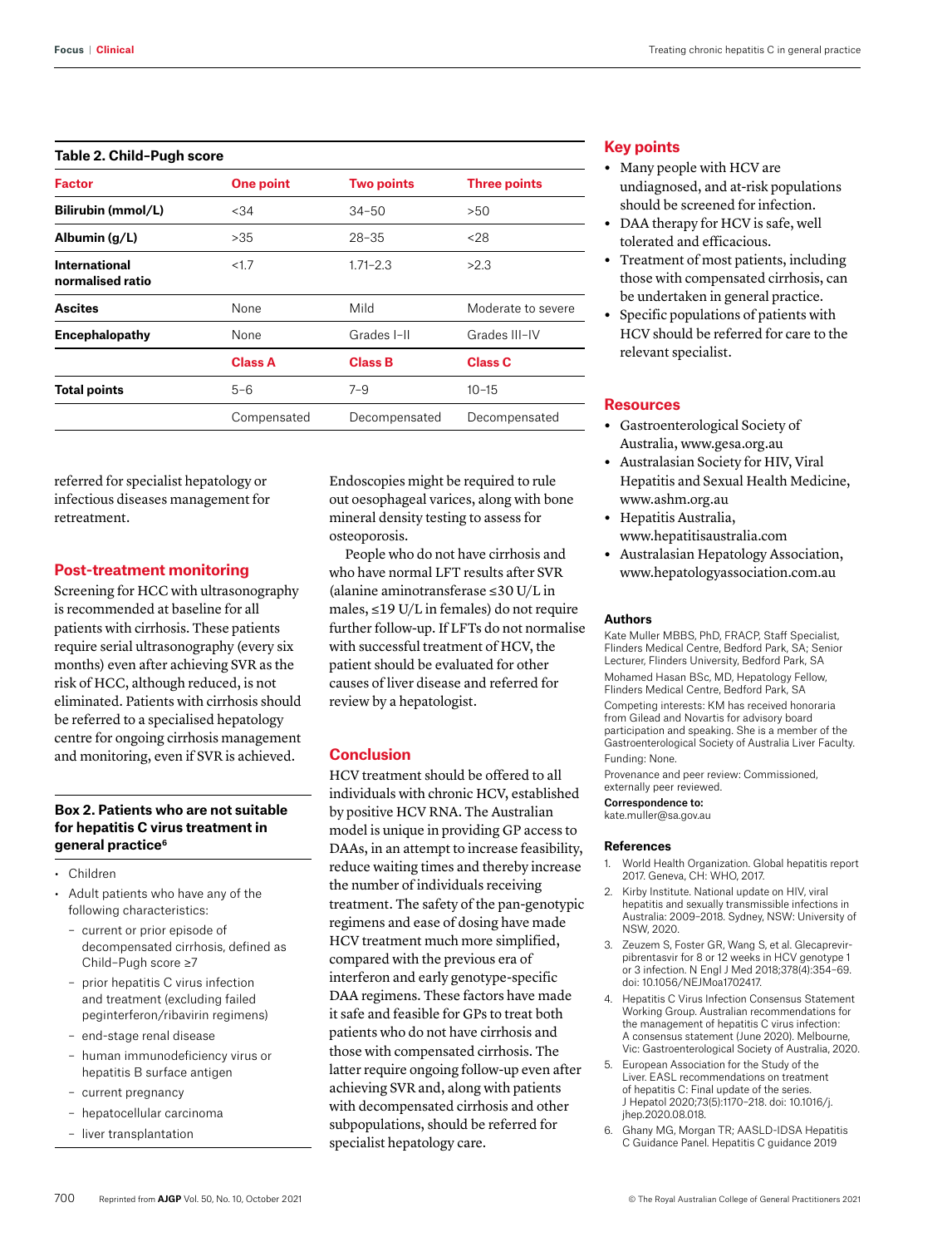**Table 2. Child–Pugh score**

| Factor | One point | Two points | Three points |
|---|---|---|---|
| Bilirubin (mmol/L) | <34 | 34–50 | >50 |
| Albumin (g/L) | >35 | 28–35 | <28 |
| International normalised ratio | <1.7 | 1.71–2.3 | >2.3 |
| Ascites | None | Mild | Moderate to severe |
| Encephalopathy | None | Grades I–II | Grades III–IV |
| | **Class A** | **Class B** | **Class C** |
| Total points | 5–6 | 7–9 | 10–15 |
| | Compensated | Decompensated | Decompensated |

referred for specialist hepatology or infectious diseases management for retreatment.

## Post-treatment monitoring

Screening for HCC with ultrasonography is recommended at baseline for all patients with cirrhosis. These patients require serial ultrasonography (every six months) even after achieving SVR as the risk of HCC, although reduced, is not eliminated. Patients with cirrhosis should be referred to a specialised hepatology centre for ongoing cirrhosis management and monitoring, even if SVR is achieved.

### Box 2. Patients who are not suitable for hepatitis C virus treatment in general practice[6]

- Children
- Adult patients who have any of the following characteristics:
  - current or prior episode of decompensated cirrhosis, defined as Child–Pugh score ≥7
  - prior hepatitis C virus infection and treatment (excluding failed peginterferon/ribavirin regimens)
  - end-stage renal disease
  - human immunodeficiency virus or hepatitis B surface antigen
  - current pregnancy
  - hepatocellular carcinoma
  - liver transplantation

Endoscopies might be required to rule out oesophageal varices, along with bone mineral density testing to assess for osteoporosis.

People who do not have cirrhosis and who have normal LFT results after SVR (alanine aminotransferase ≤30 U/L in males, ≤19 U/L in females) do not require further follow-up. If LFTs do not normalise with successful treatment of HCV, the patient should be evaluated for other causes of liver disease and referred for review by a hepatologist.

## Conclusion

HCV treatment should be offered to all individuals with chronic HCV, established by positive HCV RNA. The Australian model is unique in providing GP access to DAAs, in an attempt to increase feasibility, reduce waiting times and thereby increase the number of individuals receiving treatment. The safety of the pan-genotypic regimens and ease of dosing have made HCV treatment much more simplified, compared with the previous era of interferon and early genotype-specific DAA regimens. These factors have made it safe and feasible for GPs to treat both patients who do not have cirrhosis and those with compensated cirrhosis. The latter require ongoing follow-up even after achieving SVR and, along with patients with decompensated cirrhosis and other subpopulations, should be referred for specialist hepatology care.

## Key points

- Many people with HCV are undiagnosed, and at-risk populations should be screened for infection.
- DAA therapy for HCV is safe, well tolerated and efficacious.
- Treatment of most patients, including those with compensated cirrhosis, can be undertaken in general practice.
- Specific populations of patients with HCV should be referred for care to the relevant specialist.

## Resources

- Gastroenterological Society of Australia, www.gesa.org.au
- Australasian Society for HIV, Viral Hepatitis and Sexual Health Medicine, www.ashm.org.au
- Hepatitis Australia, www.hepatitisaustralia.com
- Australasian Hepatology Association, www.hepatologyassociation.com.au

### Authors

Kate Muller MBBS, PhD, FRACP, Staff Specialist, Flinders Medical Centre, Bedford Park, SA; Senior Lecturer, Flinders University, Bedford Park, SA

Mohamed Hasan BSc, MD, Hepatology Fellow, Flinders Medical Centre, Bedford Park, SA

Competing interests: KM has received honoraria from Gilead and Novartis for advisory board participation and speaking. She is a member of the Gastroenterological Society of Australia Liver Faculty.

Funding: None.

Provenance and peer review: Commissioned, externally peer reviewed.

**Correspondence to:**
kate.muller@sa.gov.au

### References

1. World Health Organization. Global hepatitis report 2017. Geneva, CH: WHO, 2017.
2. Kirby Institute. National update on HIV, viral hepatitis and sexually transmissible infections in Australia: 2009–2018. Sydney, NSW: University of NSW, 2020.
3. Zeuzem S, Foster GR, Wang S, et al. Glecaprevir-pibrentasvir for 8 or 12 weeks in HCV genotype 1 or 3 infection. N Engl J Med 2018;378(4):354–69. doi: 10.1056/NEJMoa1702417.
4. Hepatitis C Virus Infection Consensus Statement Working Group. Australian recommendations for the management of hepatitis C virus infection: A consensus statement (June 2020). Melbourne, Vic: Gastroenterological Society of Australia, 2020.
5. European Association for the Study of the Liver. EASL recommendations on treatment of hepatitis C: Final update of the series. J Hepatol 2020;73(5):1170–218. doi: 10.1016/j.jhep.2020.08.018.
6. Ghany MG, Morgan TR; AASLD-IDSA Hepatitis C Guidance Panel. Hepatitis C guidance 2019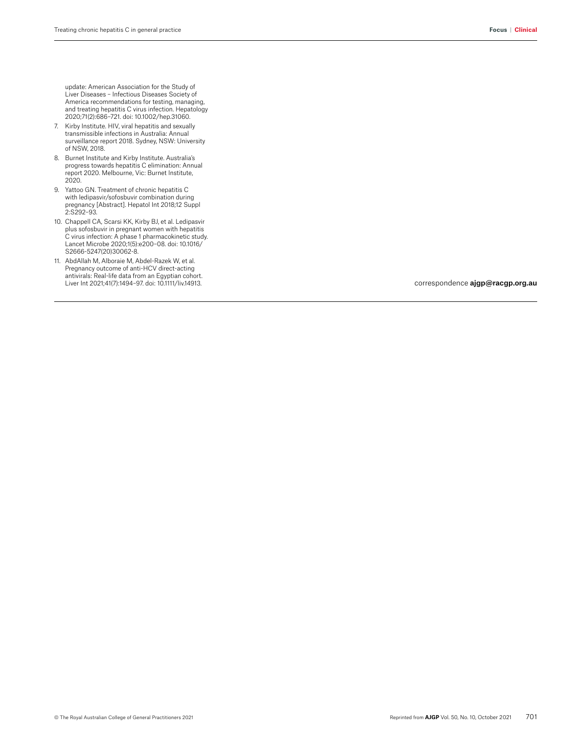update: American Association for the Study of Liver Diseases – Infectious Diseases Society of America recommendations for testing, managing, and treating hepatitis C virus infection. Hepatology 2020;71(2):686–721. doi: 10.1002/hep.31060.

7. Kirby Institute. HIV, viral hepatitis and sexually transmissible infections in Australia: Annual surveillance report 2018. Sydney, NSW: University of NSW, 2018.
8. Burnet Institute and Kirby Institute. Australia's progress towards hepatitis C elimination: Annual report 2020. Melbourne, Vic: Burnet Institute, 2020.
9. Yattoo GN. Treatment of chronic hepatitis C with ledipasvir/sofosbuvir combination during pregnancy [Abstract]. Hepatol Int 2018;12 Suppl 2:S292–93.
10. Chappell CA, Scarsi KK, Kirby BJ, et al. Ledipasvir plus sofosbuvir in pregnant women with hepatitis C virus infection: A phase 1 pharmacokinetic study. Lancet Microbe 2020;1(5):e200–08. doi: 10.1016/S2666-5247(20)30062-8.
11. AbdAllah M, Alboraie M, Abdel-Razek W, et al. Pregnancy outcome of anti-HCV direct-acting antivirals: Real-life data from an Egyptian cohort. Liver Int 2021;41(7):1494–97. doi: 10.1111/liv.14913.

correspondence **ajgp@racgp.org.au**